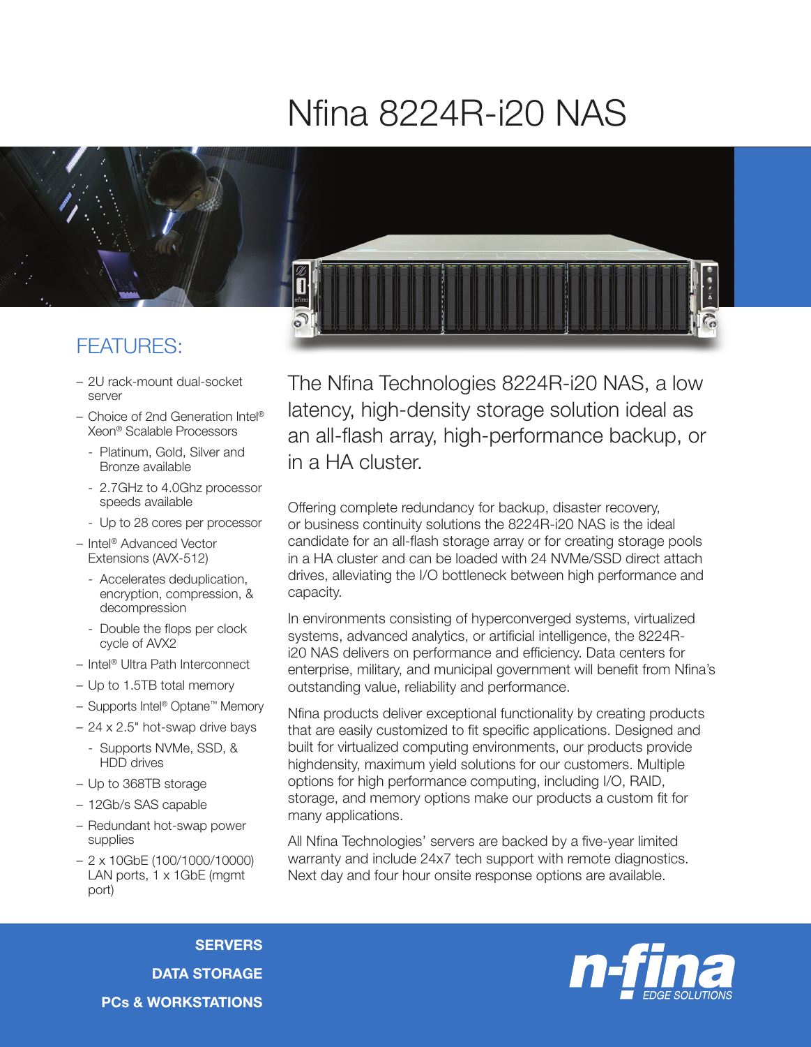# Nfina 8224R-i20 NAS

## FEATURES:

- 2U rack-mount dual-socket server
- Choice of 2nd Generation Intel® Xeon® Scalable Processors
  - Platinum, Gold, Silver and Bronze available
  - 2.7GHz to 4.0Ghz processor speeds available
  - Up to 28 cores per processor
- Intel® Advanced Vector Extensions (AVX-512)
  - Accelerates deduplication, encryption, compression, & decompression
  - Double the flops per clock cycle of AVX2
- Intel® Ultra Path Interconnect
- Up to 1.5TB total memory
- Supports Intel® Optane™ Memory
- 24 x 2.5" hot-swap drive bays
  - Supports NVMe, SSD, & HDD drives
- Up to 368TB storage
- 12Gb/s SAS capable
- Redundant hot-swap power supplies
- 2 x 10GbE (100/1000/10000) LAN ports, 1 x 1GbE (mgmt port)

The Nfina Technologies 8224R-i20 NAS, a low latency, high-density storage solution ideal as an all-flash array, high-performance backup, or in a HA cluster.

Offering complete redundancy for backup, disaster recovery, or business continuity solutions the 8224R-i20 NAS is the ideal candidate for an all-flash storage array or for creating storage pools in a HA cluster and can be loaded with 24 NVMe/SSD direct attach drives, alleviating the I/O bottleneck between high performance and capacity.

In environments consisting of hyperconverged systems, virtualized systems, advanced analytics, or artificial intelligence, the 8224R-i20 NAS delivers on performance and efficiency. Data centers for enterprise, military, and municipal government will benefit from Nfina's outstanding value, reliability and performance.

Nfina products deliver exceptional functionality by creating products that are easily customized to fit specific applications. Designed and built for virtualized computing environments, our products provide highdensity, maximum yield solutions for our customers. Multiple options for high performance computing, including I/O, RAID, storage, and memory options make our products a custom fit for many applications.

All Nfina Technologies' servers are backed by a five-year limited warranty and include 24x7 tech support with remote diagnostics. Next day and four hour onsite response options are available.

**SERVERS**
**DATA STORAGE**
**PCs & WORKSTATIONS**

n-fina EDGE SOLUTIONS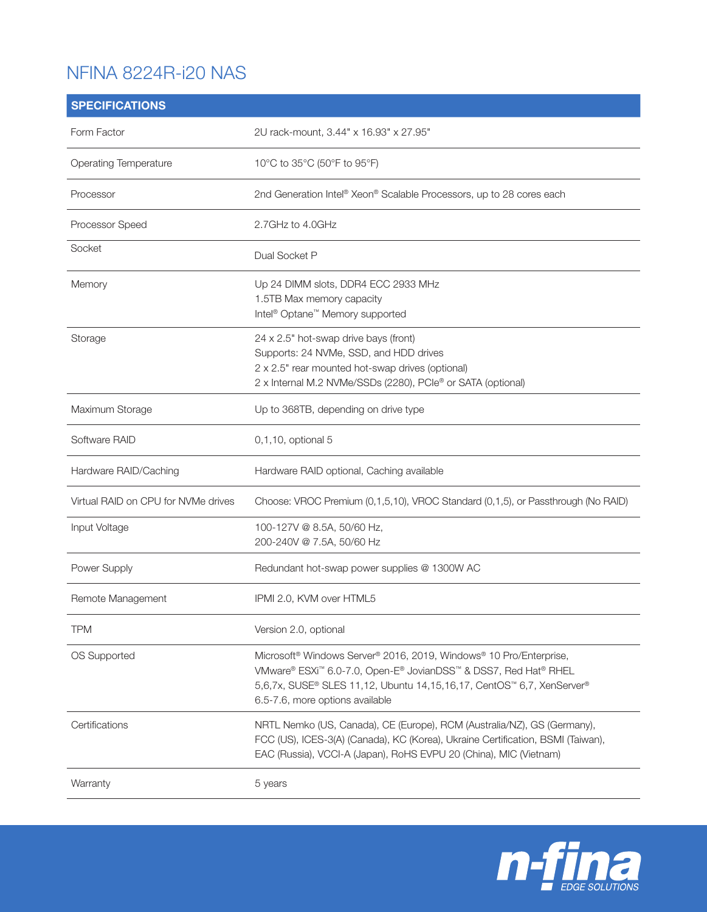# NFINA 8224R-i20 NAS

| SPECIFICATIONS | |
|---|---|
| Form Factor | 2U rack-mount, 3.44" x 16.93" x 27.95" |
| Operating Temperature | 10°C to 35°C (50°F to 95°F) |
| Processor | 2nd Generation Intel® Xeon® Scalable Processors, up to 28 cores each |
| Processor Speed | 2.7GHz to 4.0GHz |
| Socket | Dual Socket P |
| Memory | Up 24 DIMM slots, DDR4 ECC 2933 MHz<br>1.5TB Max memory capacity<br>Intel® Optane™ Memory supported |
| Storage | 24 x 2.5" hot-swap drive bays (front)<br>Supports: 24 NVMe, SSD, and HDD drives<br>2 x 2.5" rear mounted hot-swap drives (optional)<br>2 x Internal M.2 NVMe/SSDs (2280), PCIe® or SATA (optional) |
| Maximum Storage | Up to 368TB, depending on drive type |
| Software RAID | 0,1,10, optional 5 |
| Hardware RAID/Caching | Hardware RAID optional, Caching available |
| Virtual RAID on CPU for NVMe drives | Choose: VROC Premium (0,1,5,10), VROC Standard (0,1,5), or Passthrough (No RAID) |
| Input Voltage | 100-127V @ 8.5A, 50/60 Hz,<br>200-240V @ 7.5A, 50/60 Hz |
| Power Supply | Redundant hot-swap power supplies @ 1300W AC |
| Remote Management | IPMI 2.0, KVM over HTML5 |
| TPM | Version 2.0, optional |
| OS Supported | Microsoft® Windows Server® 2016, 2019, Windows® 10 Pro/Enterprise, VMware® ESXi™ 6.0-7.0, Open-E® JovianDSS™ & DSS7, Red Hat® RHEL 5,6,7x, SUSE® SLES 11,12, Ubuntu 14,15,16,17, CentOS™ 6,7, XenServer® 6.5-7.6, more options available |
| Certifications | NRTL Nemko (US, Canada), CE (Europe), RCM (Australia/NZ), GS (Germany), FCC (US), ICES-3(A) (Canada), KC (Korea), Ukraine Certification, BSMI (Taiwan), EAC (Russia), VCCI-A (Japan), RoHS EVPU 20 (China), MIC (Vietnam) |
| Warranty | 5 years |

n-fina EDGE SOLUTIONS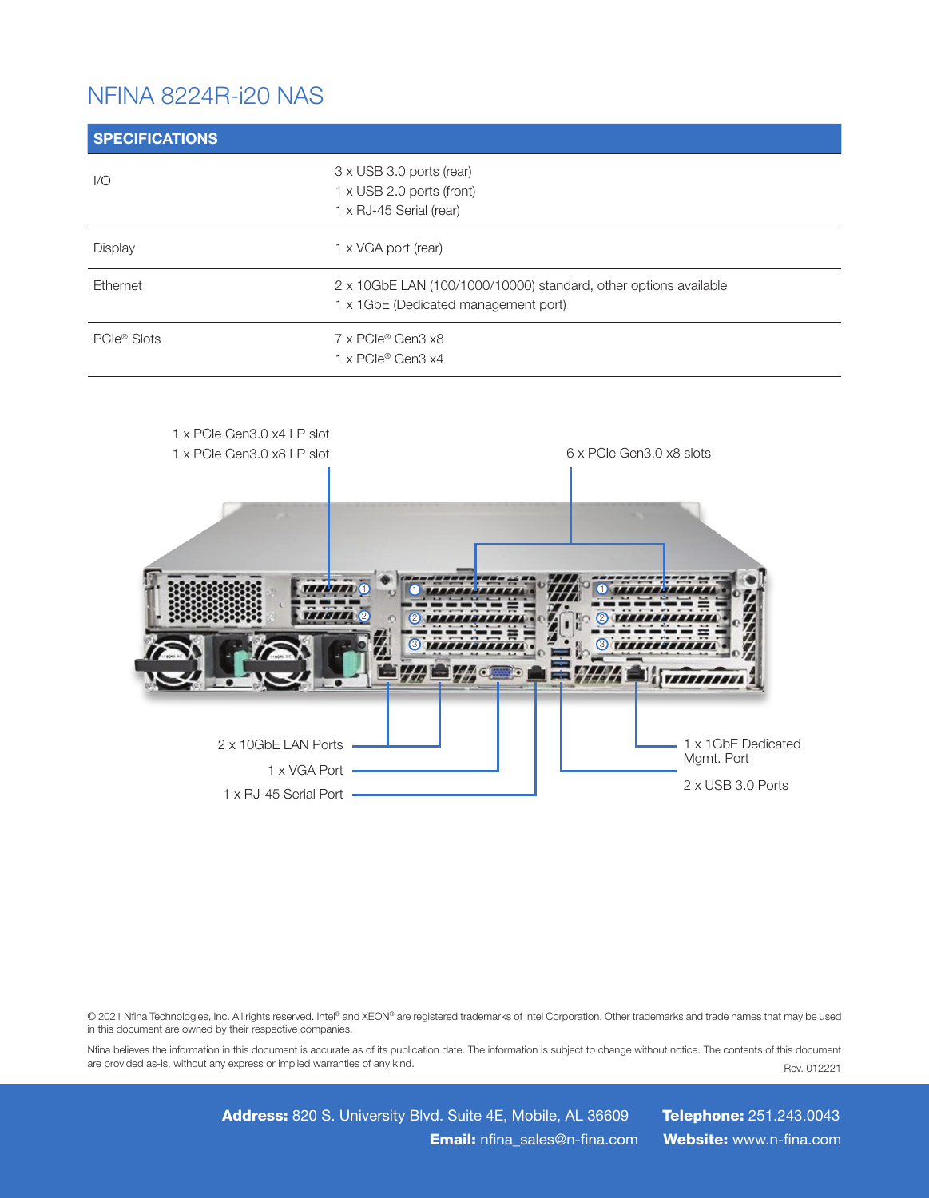# NFINA 8224R-i20 NAS

| SPECIFICATIONS | |
|---|---|
| I/O | 3 x USB 3.0 ports (rear)<br>1 x USB 2.0 ports (front)<br>1 x RJ-45 Serial (rear) |
| Display | 1 x VGA port (rear) |
| Ethernet | 2 x 10GbE LAN (100/1000/10000) standard, other options available<br>1 x 1GbE (Dedicated management port) |
| PCIe® Slots | 7 x PCIe® Gen3 x8<br>1 x PCIe® Gen3 x4 |

1 x PCIe Gen3.0 x4 LP slot
1 x PCIe Gen3.0 x8 LP slot

6 x PCIe Gen3.0 x8 slots

2 x 10GbE LAN Ports

1 x VGA Port

1 x RJ-45 Serial Port

1 x 1GbE Dedicated Mgmt. Port

2 x USB 3.0 Ports

© 2021 Nfina Technologies, Inc. All rights reserved. Intel® and XEON® are registered trademarks of Intel Corporation. Other trademarks and trade names that may be used in this document are owned by their respective companies.

Nfina believes the information in this document is accurate as of its publication date. The information is subject to change without notice. The contents of this document are provided as-is, without any express or implied warranties of any kind.

Rev. 012221

**Address:** 820 S. University Blvd. Suite 4E, Mobile, AL 36609 **Telephone:** 251.243.0043
**Email:** nfina_sales@n-fina.com **Website:** www.n-fina.com